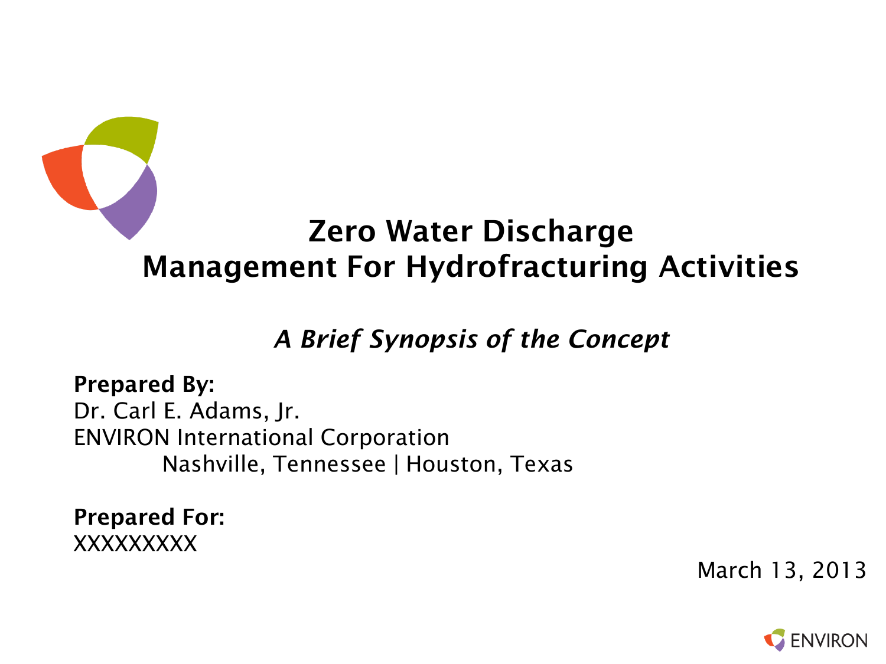# Zero Water Discharge Management For Hydrofracturing Activities

*A Brief Synopsis of the Concept*

**Prepared By:**
Dr. Carl E. Adams, Jr.
ENVIRON International Corporation
Nashville, Tennessee | Houston, Texas

**Prepared For:**
XXXXXXXXX

March 13, 2013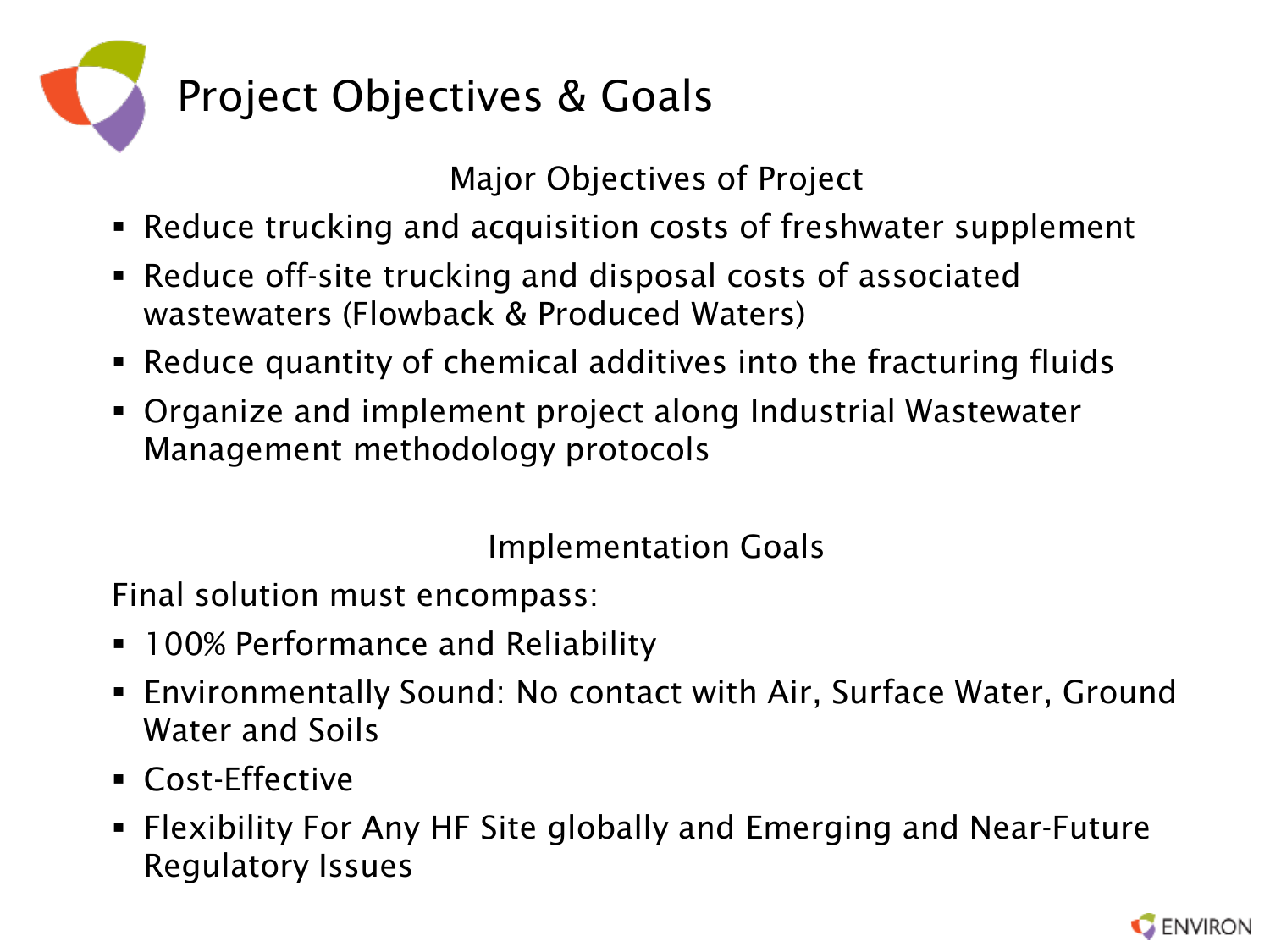# Project Objectives & Goals

## Major Objectives of Project

- Reduce trucking and acquisition costs of freshwater supplement
- Reduce off-site trucking and disposal costs of associated wastewaters (Flowback & Produced Waters)
- Reduce quantity of chemical additives into the fracturing fluids
- Organize and implement project along Industrial Wastewater Management methodology protocols

## Implementation Goals

Final solution must encompass:

- 100% Performance and Reliability
- Environmentally Sound: No contact with Air, Surface Water, Ground Water and Soils
- Cost-Effective
- Flexibility For Any HF Site globally and Emerging and Near-Future Regulatory Issues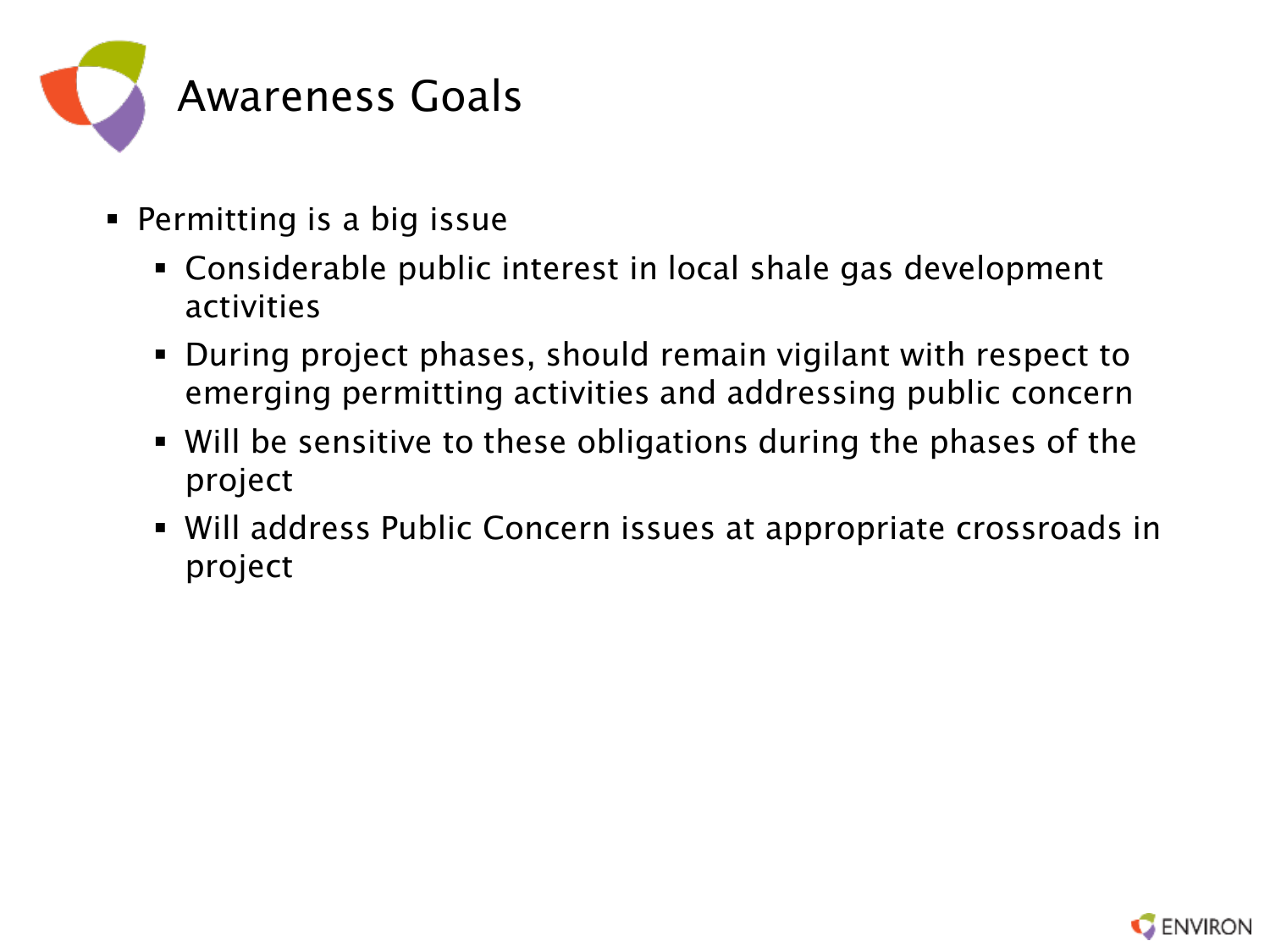# Awareness Goals

- Permitting is a big issue
  - Considerable public interest in local shale gas development activities
  - During project phases, should remain vigilant with respect to emerging permitting activities and addressing public concern
  - Will be sensitive to these obligations during the phases of the project
  - Will address Public Concern issues at appropriate crossroads in project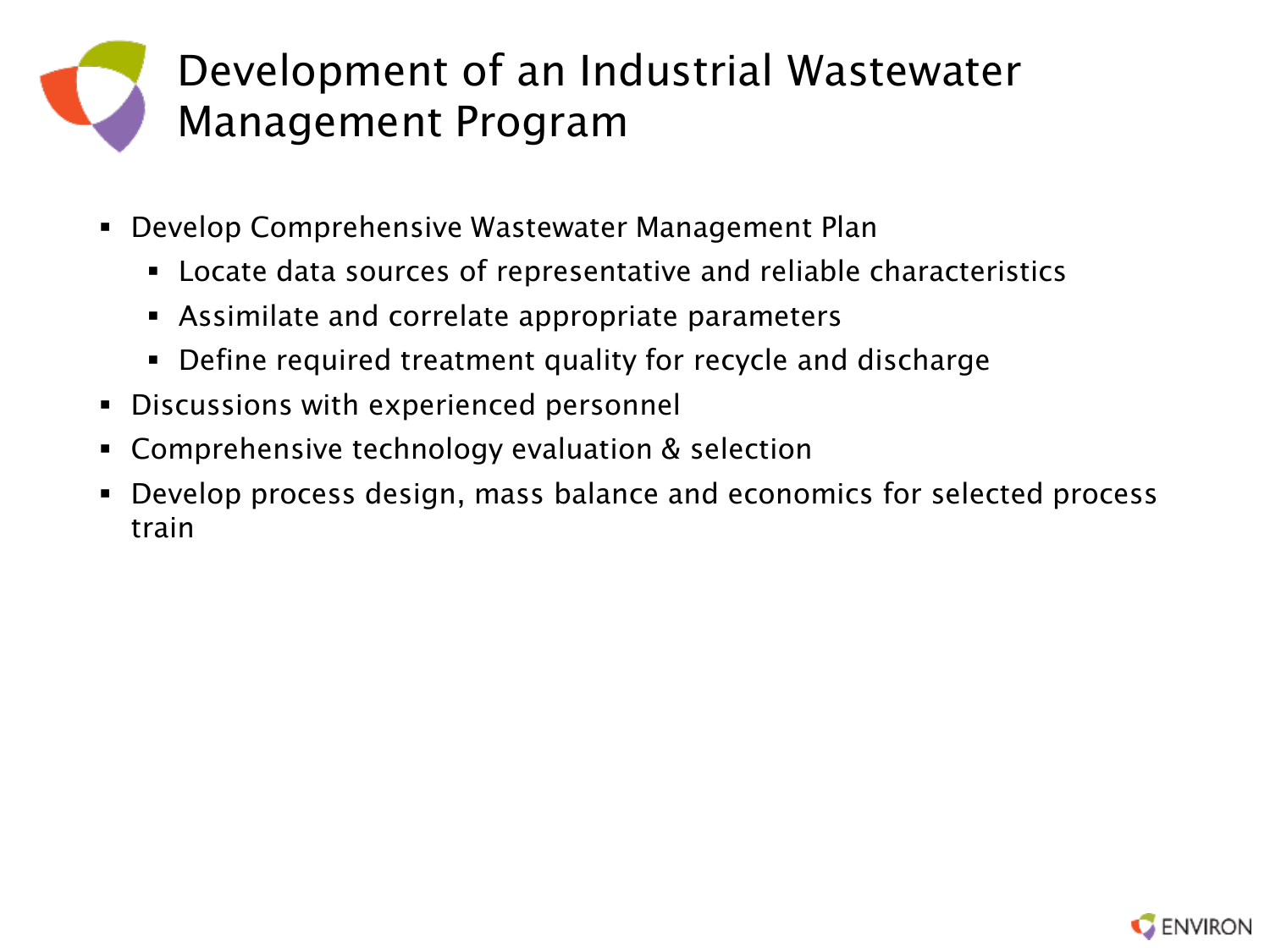# Development of an Industrial Wastewater Management Program

- Develop Comprehensive Wastewater Management Plan
  - Locate data sources of representative and reliable characteristics
  - Assimilate and correlate appropriate parameters
  - Define required treatment quality for recycle and discharge
- Discussions with experienced personnel
- Comprehensive technology evaluation & selection
- Develop process design, mass balance and economics for selected process train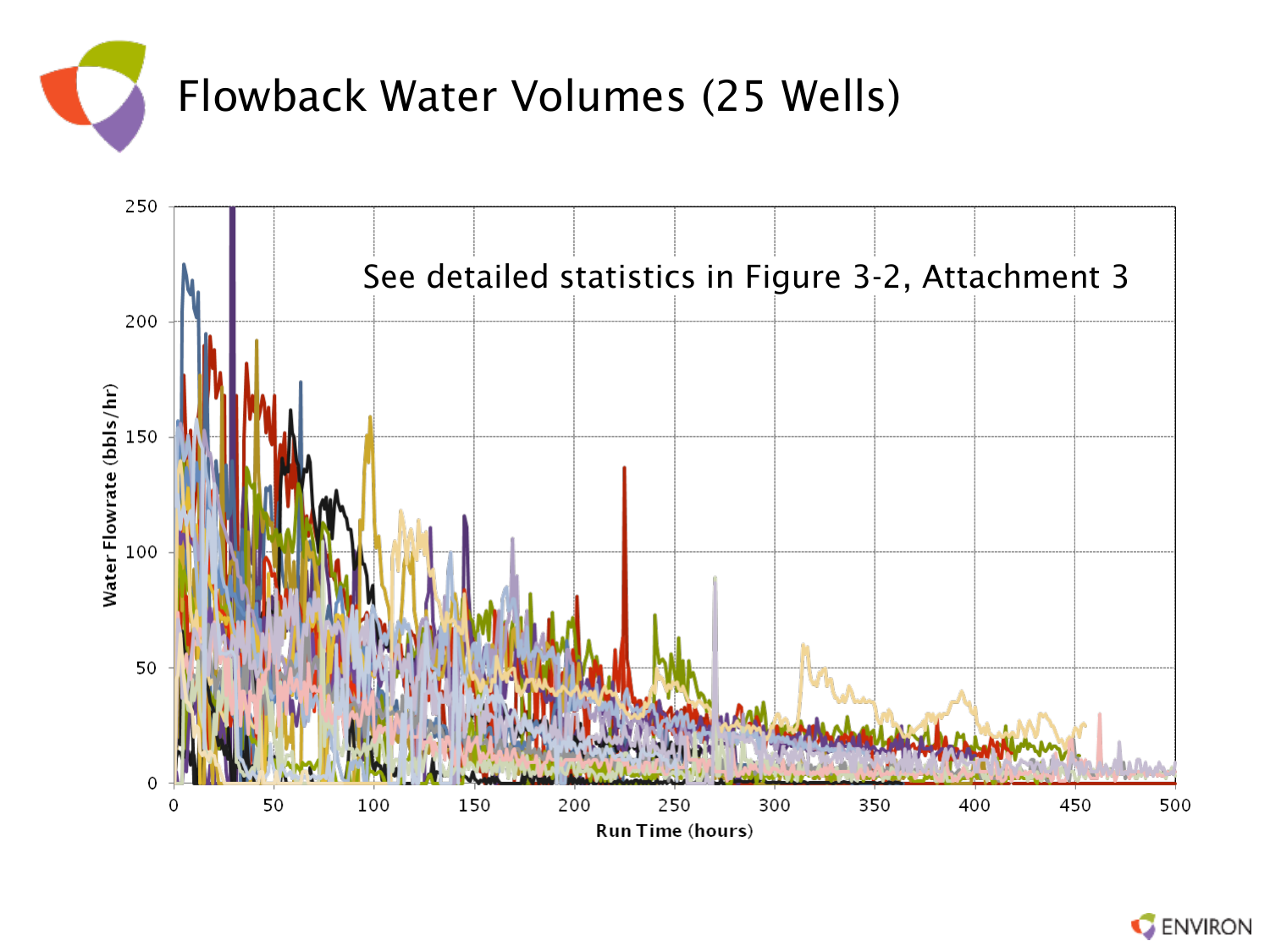# Flowback Water Volumes (25 Wells)

See detailed statistics in Figure 3-2, Attachment 3

Water Flowrate (bbls/hr)

250
200
150
100
50
0

0
50
100
150
200
250
300
350
400
450
500

Run Time (hours)

ENVIRON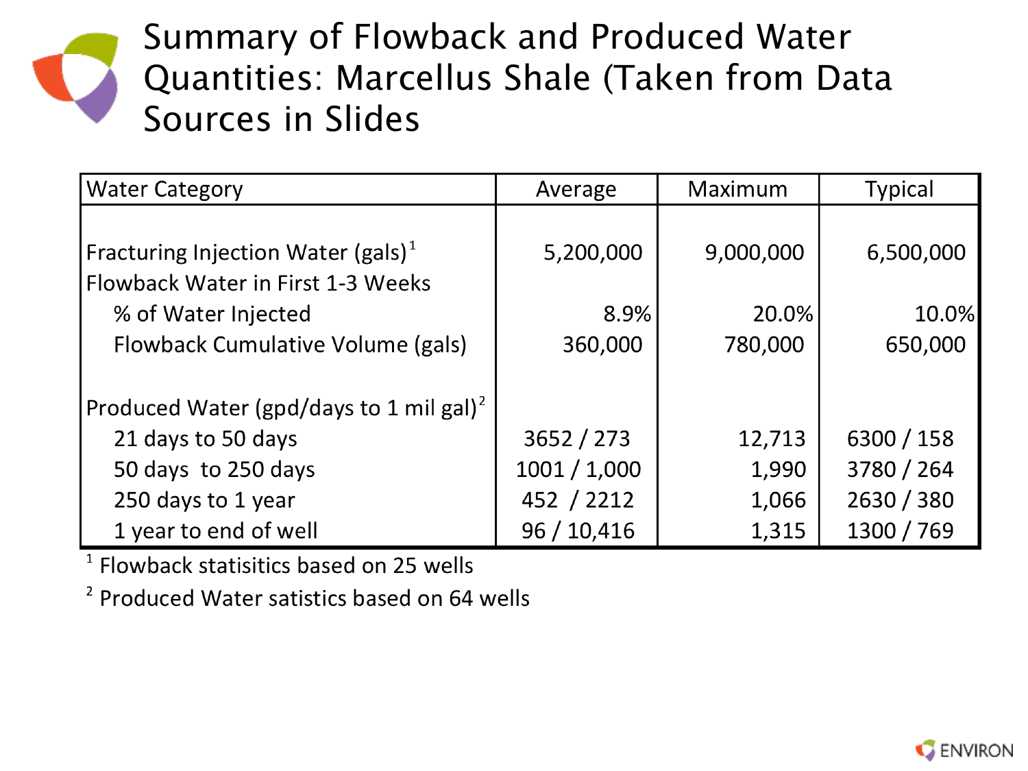# Summary of Flowback and Produced Water Quantities: Marcellus Shale (Taken from Data Sources in Slides

| Water Category | Average | Maximum | Typical |
| --- | --- | --- | --- |
| Fracturing Injection Water (gals)[1] | 5,200,000 | 9,000,000 | 6,500,000 |
| Flowback Water in First 1-3 Weeks | | | |
| % of Water Injected | 8.9% | 20.0% | 10.0% |
| Flowback Cumulative Volume (gals) | 360,000 | 780,000 | 650,000 |
| Produced Water (gpd/days to 1 mil gal)[2] | | | |
| 21 days to 50 days | 3652 / 273 | 12,713 | 6300 / 158 |
| 50 days to 250 days | 1001 / 1,000 | 1,990 | 3780 / 264 |
| 250 days to 1 year | 452 / 2212 | 1,066 | 2630 / 380 |
| 1 year to end of well | 96 / 10,416 | 1,315 | 1300 / 769 |

[1] Flowback statisitics based on 25 wells

[2] Produced Water satistics based on 64 wells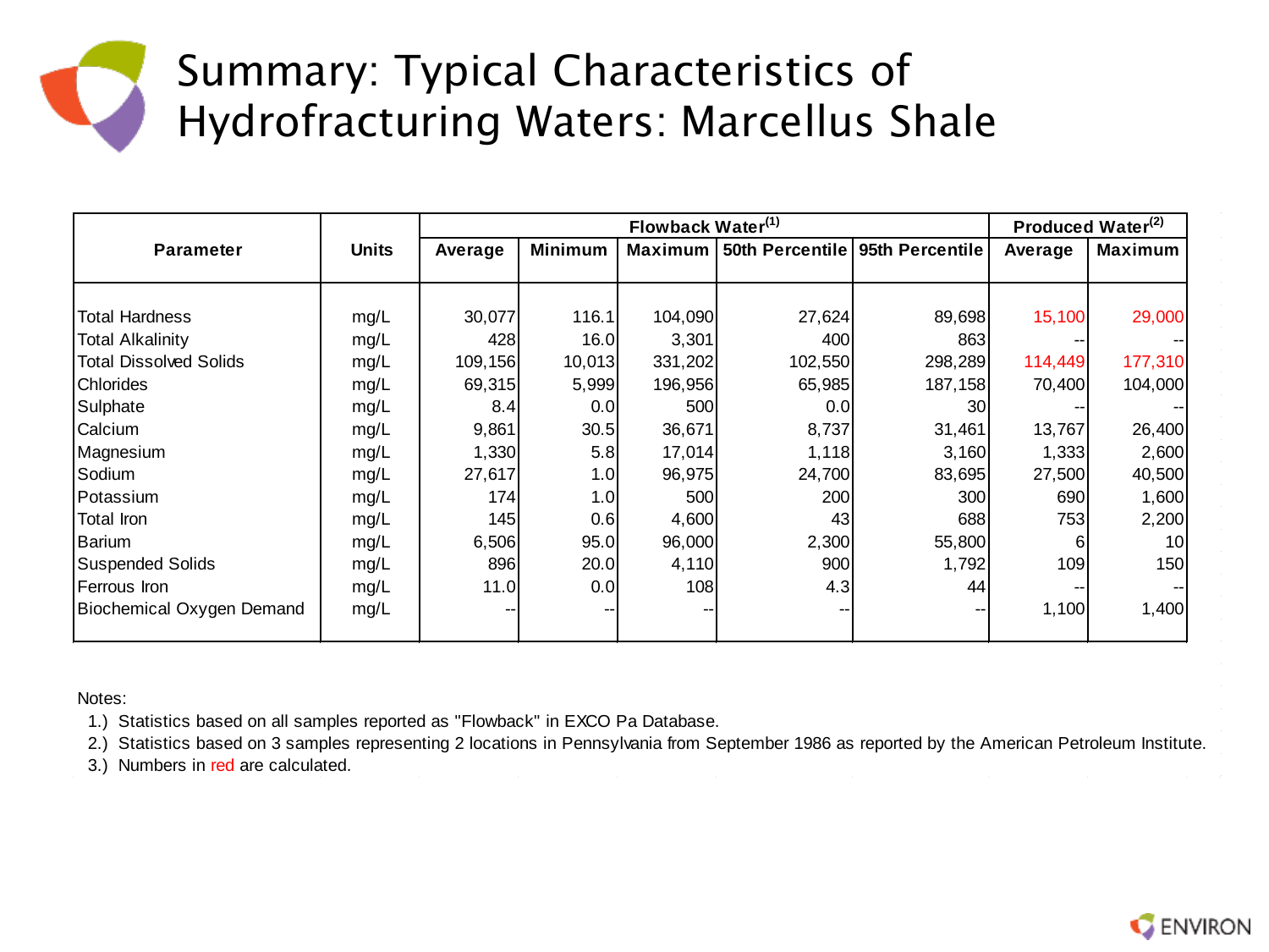# Summary: Typical Characteristics of Hydrofracturing Waters: Marcellus Shale

| Parameter | Units | Flowback Water[1] | | | | | Produced Water[2] | |
|---|---|---|---|---|---|---|---|---|
| | | Average | Minimum | Maximum | 50th Percentile | 95th Percentile | Average | Maximum |
| Total Hardness | mg/L | 30,077 | 116.1 | 104,090 | 27,624 | 89,698 | 15,100 | 29,000 |
| Total Alkalinity | mg/L | 428 | 16.0 | 3,301 | 400 | 863 | -- | -- |
| Total Dissolved Solids | mg/L | 109,156 | 10,013 | 331,202 | 102,550 | 298,289 | 114,449 | 177,310 |
| Chlorides | mg/L | 69,315 | 5,999 | 196,956 | 65,985 | 187,158 | 70,400 | 104,000 |
| Sulphate | mg/L | 8.4 | 0.0 | 500 | 0.0 | 30 | -- | -- |
| Calcium | mg/L | 9,861 | 30.5 | 36,671 | 8,737 | 31,461 | 13,767 | 26,400 |
| Magnesium | mg/L | 1,330 | 5.8 | 17,014 | 1,118 | 3,160 | 1,333 | 2,600 |
| Sodium | mg/L | 27,617 | 1.0 | 96,975 | 24,700 | 83,695 | 27,500 | 40,500 |
| Potassium | mg/L | 174 | 1.0 | 500 | 200 | 300 | 690 | 1,600 |
| Total Iron | mg/L | 145 | 0.6 | 4,600 | 43 | 688 | 753 | 2,200 |
| Barium | mg/L | 6,506 | 95.0 | 96,000 | 2,300 | 55,800 | 6 | 10 |
| Suspended Solids | mg/L | 896 | 20.0 | 4,110 | 900 | 1,792 | 109 | 150 |
| Ferrous Iron | mg/L | 11.0 | 0.0 | 108 | 4.3 | 44 | -- | -- |
| Biochemical Oxygen Demand | mg/L | -- | -- | -- | -- | -- | 1,100 | 1,400 |

Notes:

1.) Statistics based on all samples reported as "Flowback" in EXCO Pa Database.
2.) Statistics based on 3 samples representing 2 locations in Pennsylvania from September 1986 as reported by the American Petroleum Institute.
3.) Numbers in red are calculated.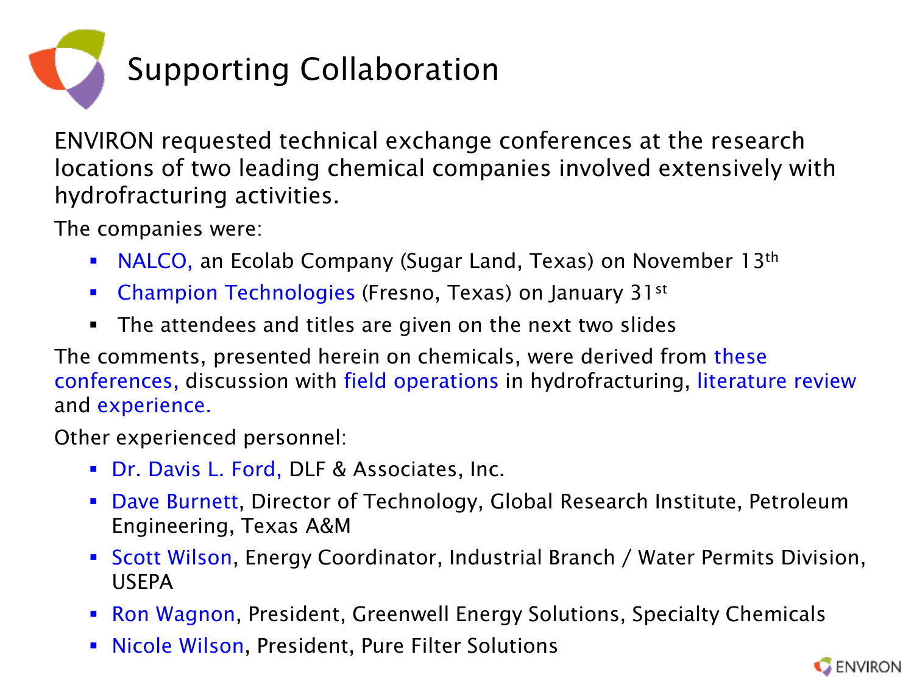# Supporting Collaboration

ENVIRON requested technical exchange conferences at the research locations of two leading chemical companies involved extensively with hydrofracturing activities.

The companies were:

- NALCO, an Ecolab Company (Sugar Land, Texas) on November 13th
- Champion Technologies (Fresno, Texas) on January 31st
- The attendees and titles are given on the next two slides

The comments, presented herein on chemicals, were derived from these conferences, discussion with field operations in hydrofracturing, literature review and experience.

Other experienced personnel:

- Dr. Davis L. Ford, DLF & Associates, Inc.
- Dave Burnett, Director of Technology, Global Research Institute, Petroleum Engineering, Texas A&M
- Scott Wilson, Energy Coordinator, Industrial Branch / Water Permits Division, USEPA
- Ron Wagnon, President, Greenwell Energy Solutions, Specialty Chemicals
- Nicole Wilson, President, Pure Filter Solutions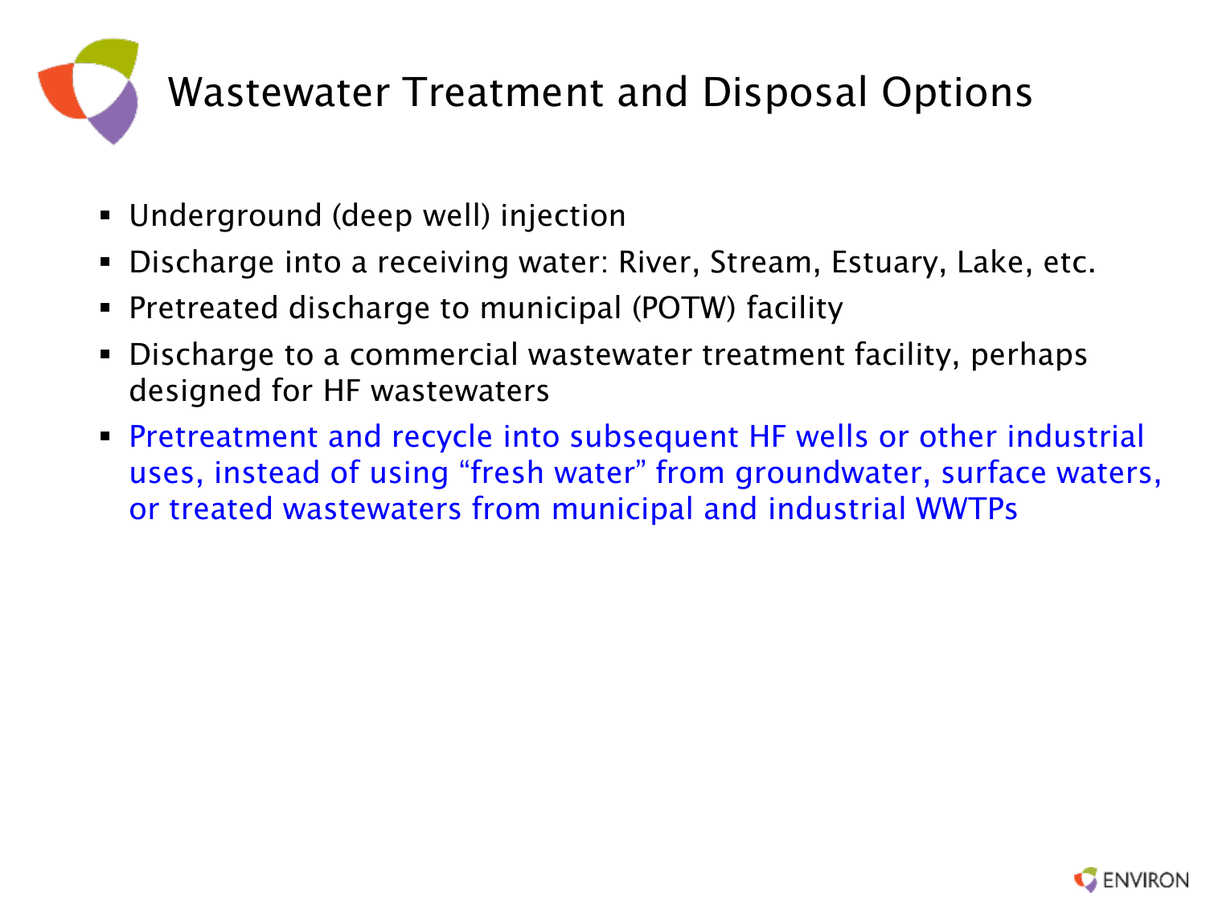# Wastewater Treatment and Disposal Options

- Underground (deep well) injection
- Discharge into a receiving water: River, Stream, Estuary, Lake, etc.
- Pretreated discharge to municipal (POTW) facility
- Discharge to a commercial wastewater treatment facility, perhaps designed for HF wastewaters
- Pretreatment and recycle into subsequent HF wells or other industrial uses, instead of using “fresh water” from groundwater, surface waters, or treated wastewaters from municipal and industrial WWTPs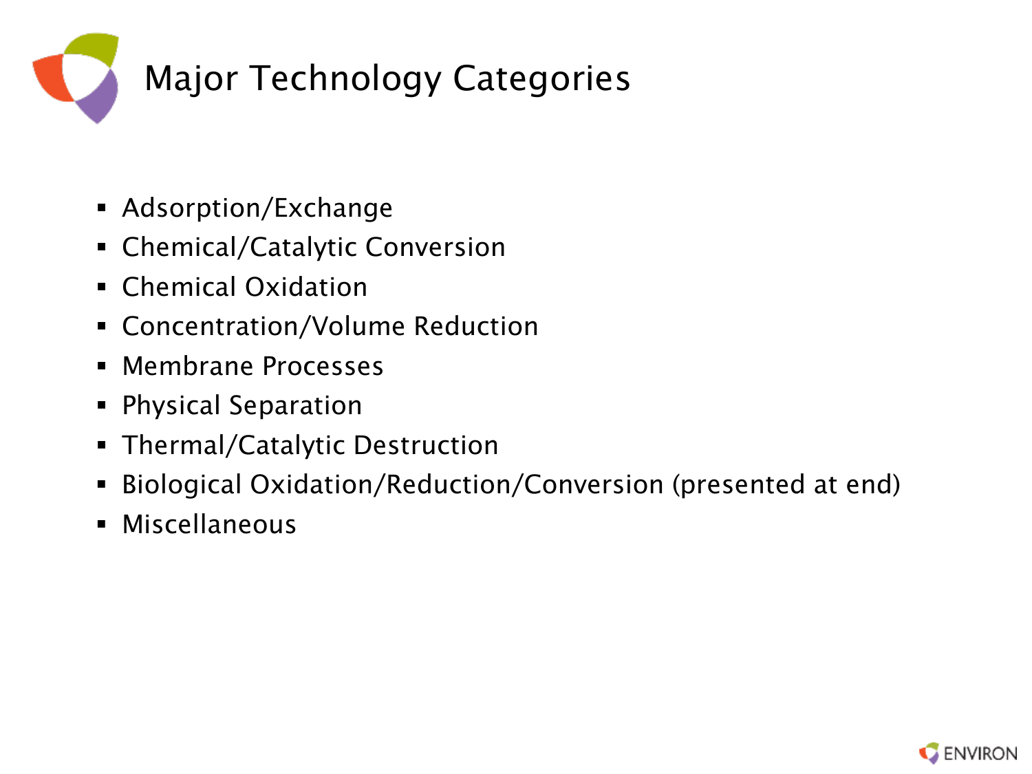# Major Technology Categories

- Adsorption/Exchange
- Chemical/Catalytic Conversion
- Chemical Oxidation
- Concentration/Volume Reduction
- Membrane Processes
- Physical Separation
- Thermal/Catalytic Destruction
- Biological Oxidation/Reduction/Conversion (presented at end)
- Miscellaneous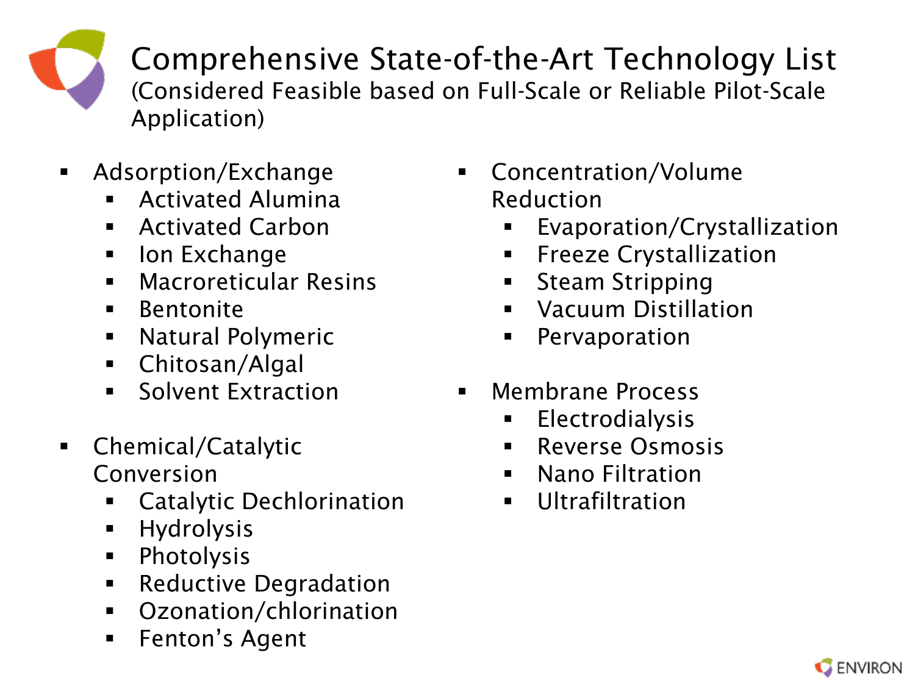# Comprehensive State-of-the-Art Technology List

(Considered Feasible based on Full-Scale or Reliable Pilot-Scale Application)

- Adsorption/Exchange
  - Activated Alumina
  - Activated Carbon
  - Ion Exchange
  - Macroreticular Resins
  - Bentonite
  - Natural Polymeric
  - Chitosan/Algal
  - Solvent Extraction
- Chemical/Catalytic Conversion
  - Catalytic Dechlorination
  - Hydrolysis
  - Photolysis
  - Reductive Degradation
  - Ozonation/chlorination
  - Fenton's Agent
- Concentration/Volume Reduction
  - Evaporation/Crystallization
  - Freeze Crystallization
  - Steam Stripping
  - Vacuum Distillation
  - Pervaporation
- Membrane Process
  - Electrodialysis
  - Reverse Osmosis
  - Nano Filtration
  - Ultrafiltration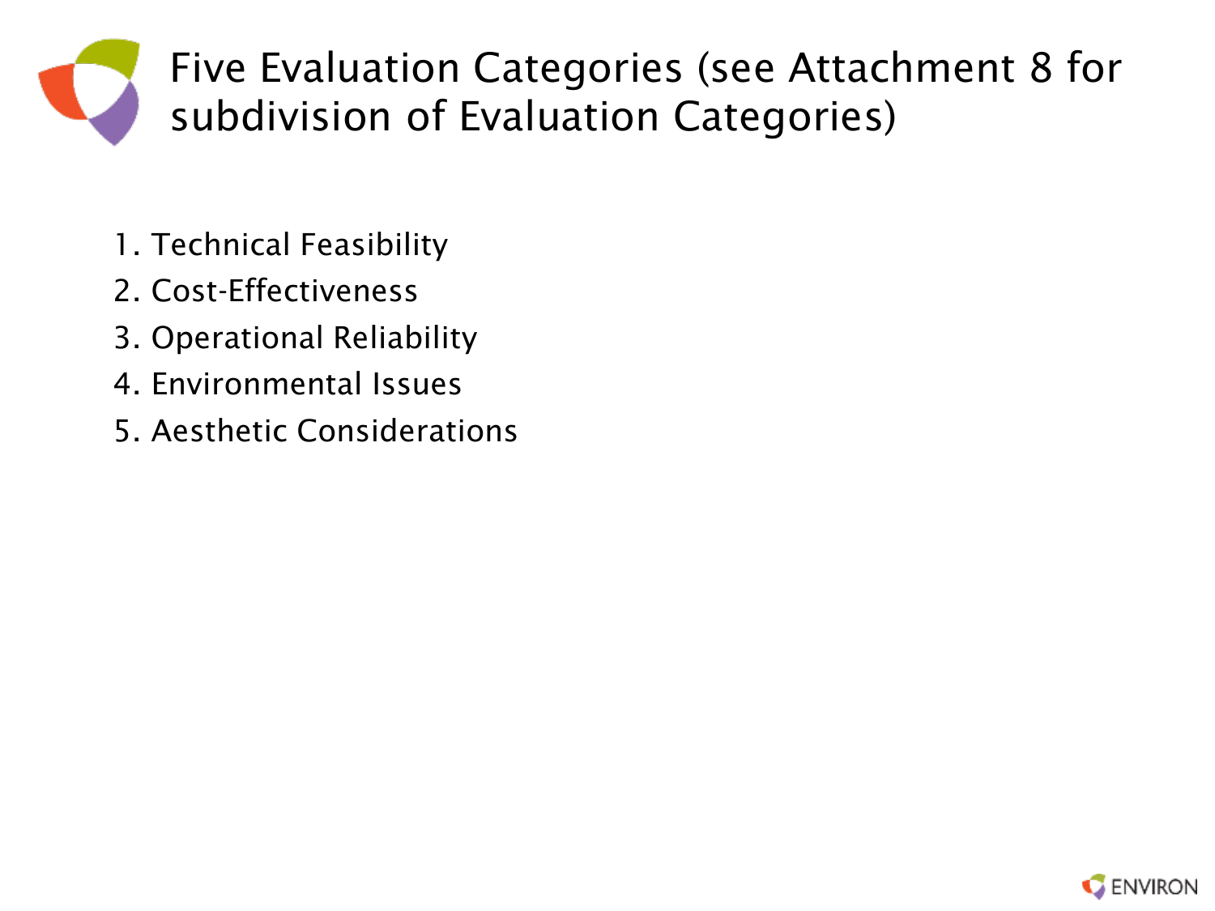# Five Evaluation Categories (see Attachment 8 for subdivision of Evaluation Categories)

1. Technical Feasibility
2. Cost-Effectiveness
3. Operational Reliability
4. Environmental Issues
5. Aesthetic Considerations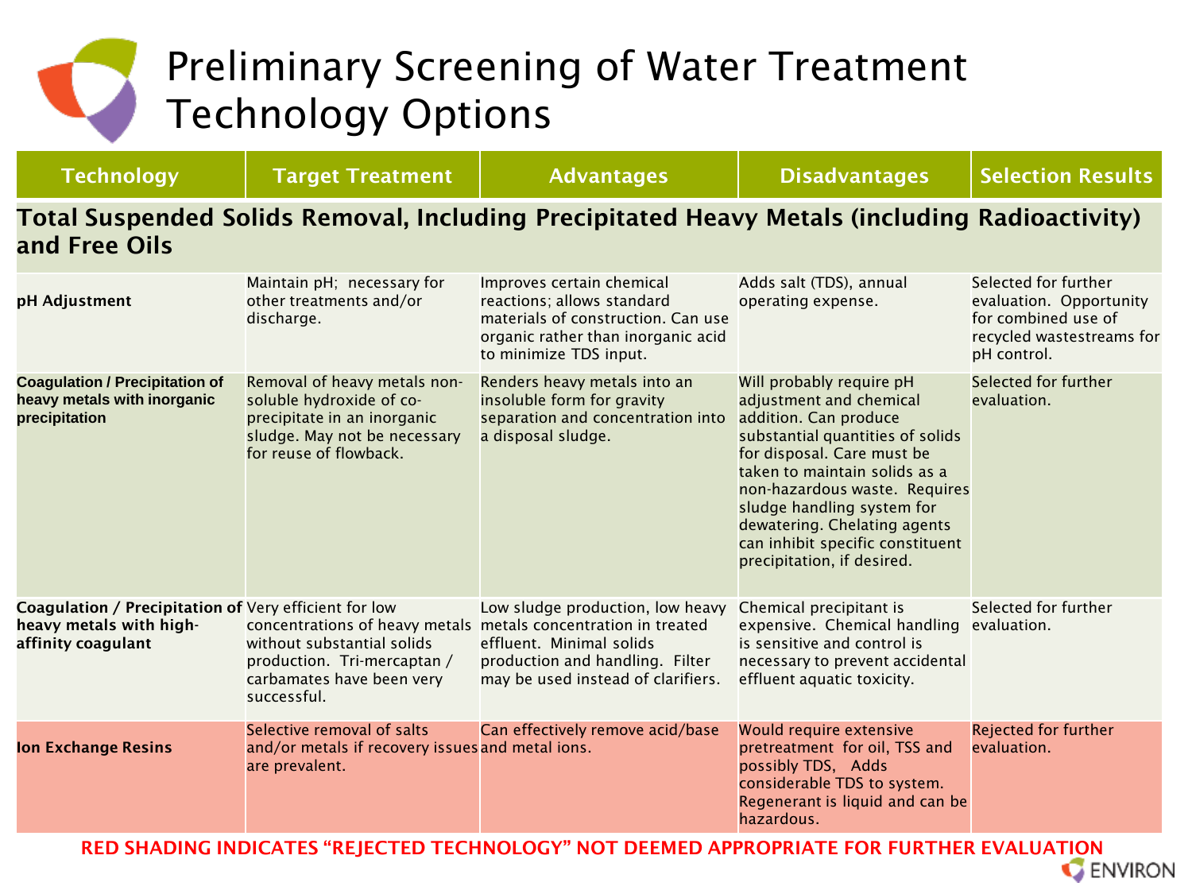# Preliminary Screening of Water Treatment Technology Options

| Technology | Target Treatment | Advantages | Disadvantages | Selection Results |
|---|---|---|---|---|
| **Total Suspended Solids Removal, Including Precipitated Heavy Metals (including Radioactivity) and Free Oils** | | | | |
| **pH Adjustment** | Maintain pH; necessary for other treatments and/or discharge. | Improves certain chemical reactions; allows standard materials of construction. Can use organic rather than inorganic acid to minimize TDS input. | Adds salt (TDS), annual operating expense. | Selected for further evaluation. Opportunity for combined use of recycled wastestreams for pH control. |
| **Coagulation / Precipitation of heavy metals with inorganic precipitation** | Removal of heavy metals non-soluble hydroxide of co-precipitate in an inorganic sludge. May not be necessary for reuse of flowback. | Renders heavy metals into an insoluble form for gravity separation and concentration into a disposal sludge. | Will probably require pH adjustment and chemical addition. Can produce substantial quantities of solids for disposal. Care must be taken to maintain solids as a non-hazardous waste. Requires sludge handling system for dewatering. Chelating agents can inhibit specific constituent precipitation, if desired. | Selected for further evaluation. |
| **Coagulation / Precipitation of heavy metals with high-affinity coagulant** | Very efficient for low concentrations of heavy metals without substantial solids production. Tri-mercaptan / carbamates have been very successful. | Low sludge production, low heavy metals concentration in treated effluent. Minimal solids production and handling. Filter may be used instead of clarifiers. | Chemical precipitant is expensive. Chemical handling is sensitive and control is necessary to prevent accidental effluent aquatic toxicity. | Selected for further evaluation. |
| **Ion Exchange Resins** | Selective removal of salts and/or metals if recovery issues are prevalent. | Can effectively remove acid/base and metal ions. | Would require extensive pretreatment for oil, TSS and possibly TDS, Adds considerable TDS to system. Regenerant is liquid and can be hazardous. | Rejected for further evaluation. |

**RED SHADING INDICATES “REJECTED TECHNOLOGY” NOT DEEMED APPROPRIATE FOR FURTHER EVALUATION**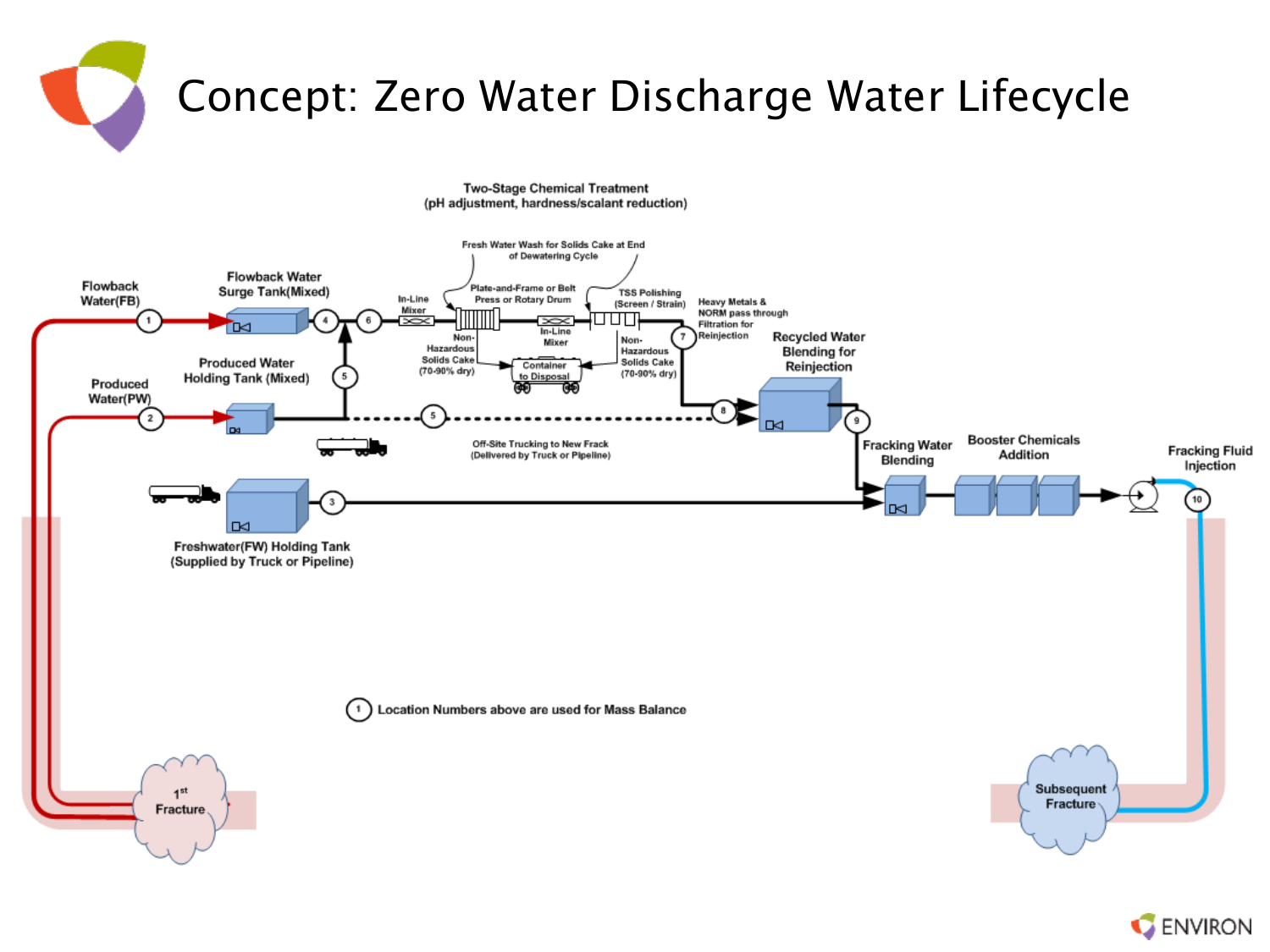# Concept: Zero Water Discharge Water Lifecycle

Two-Stage Chemical Treatment
(pH adjustment, hardness/scalant reduction)

Fresh Water Wash for Solids Cake at End of Dewatering Cycle

Flowback Water(FB)

Flowback Water Surge Tank(Mixed)

In-Line Mixer

Plate-and-Frame or Belt Press or Rotary Drum

In-Line Mixer

TSS Polishing (Screen / Strain)

Heavy Metals & NORM pass through Filtration for Reinjection

Non-Hazardous Solids Cake (70-90% dry)

Container to Disposal

Non-Hazardous Solids Cake (70-90% dry)

Produced Water Holding Tank (Mixed)

Produced Water(PW)

Recycled Water Blending for Reinjection

Off-Site Trucking to New Frack (Delivered by Truck or Pipeline)

Fracking Water Blending

Booster Chemicals Addition

Fracking Fluid Injection

Freshwater(FW) Holding Tank (Supplied by Truck or Pipeline)

1 2 3 4 5 5 6 7 8 9 10

1 Location Numbers above are used for Mass Balance

1st Fracture

Subsequent Fracture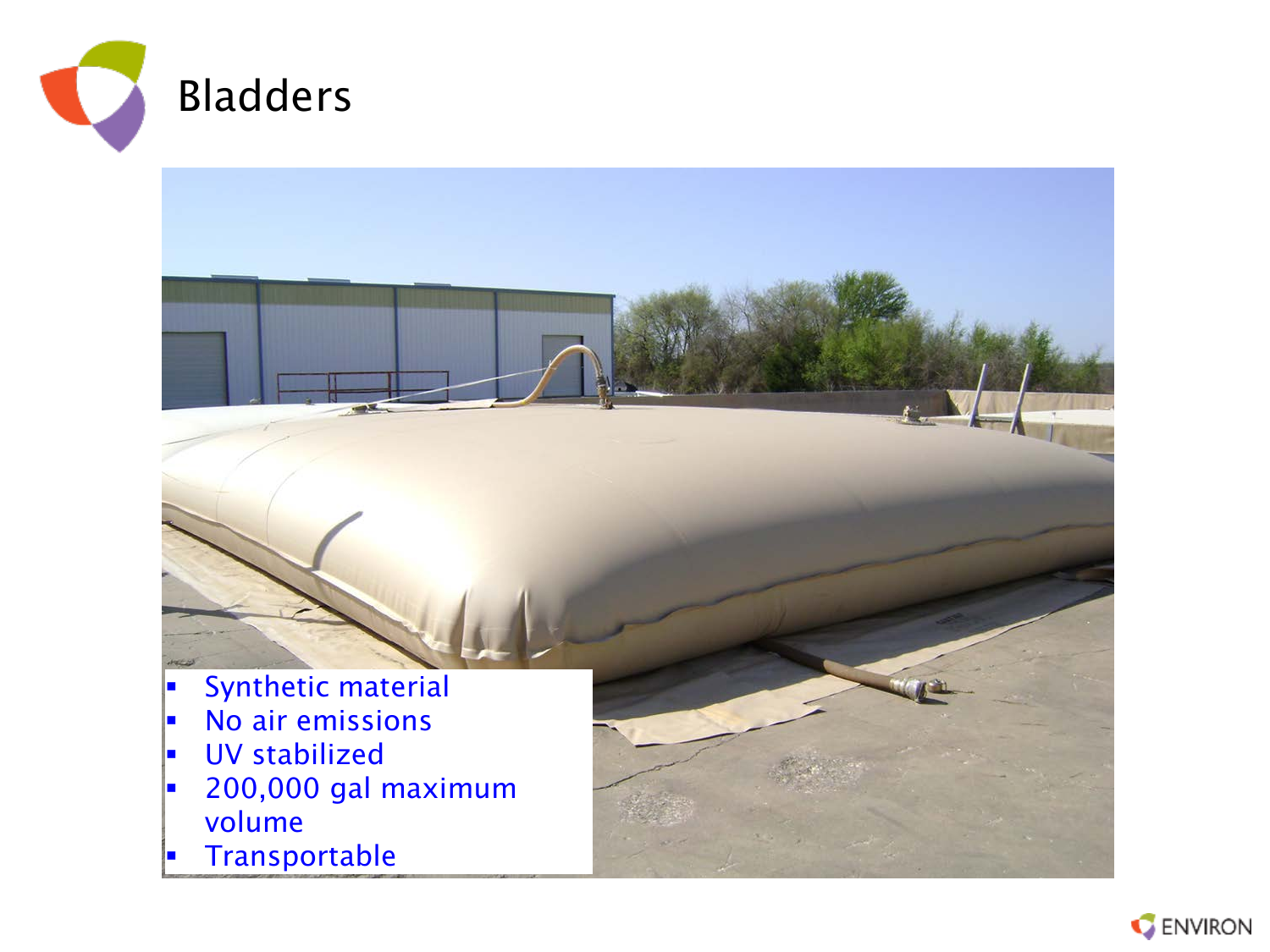# Bladders

- Synthetic material
- No air emissions
- UV stabilized
- 200,000 gal maximum volume
- Transportable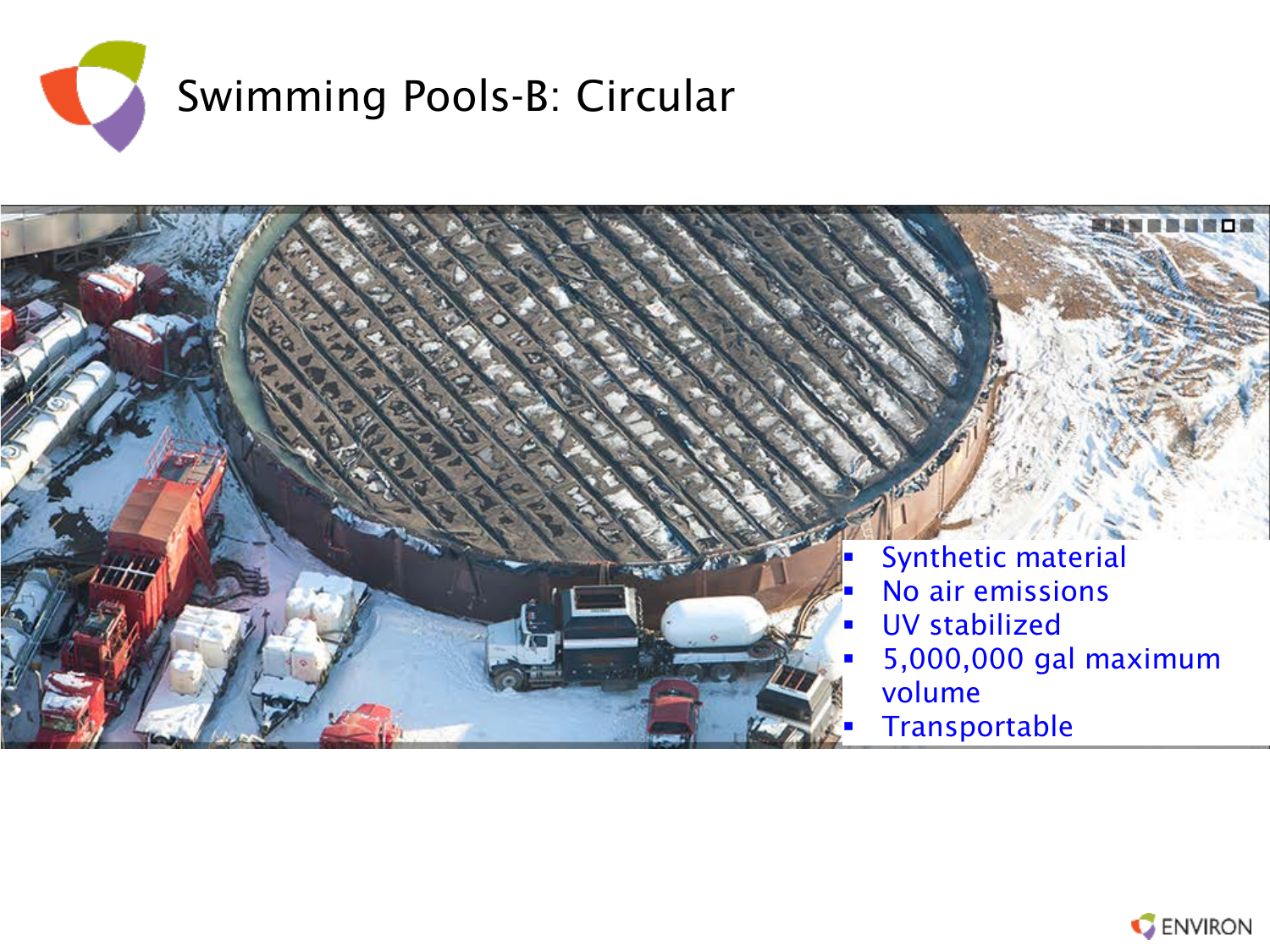# Swimming Pools-B: Circular

- Synthetic material
- No air emissions
- UV stabilized
- 5,000,000 gal maximum volume
- Transportable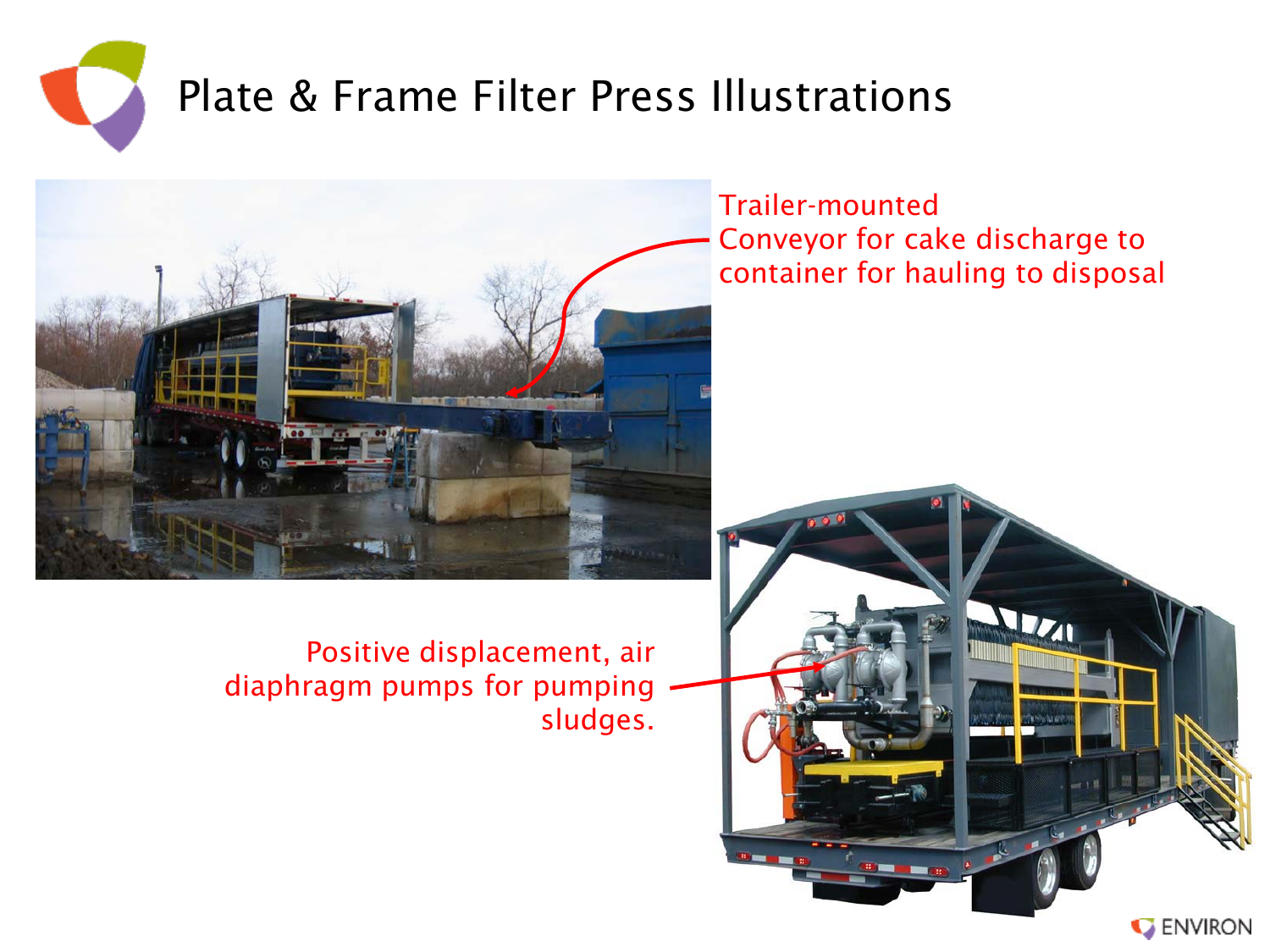# Plate & Frame Filter Press Illustrations

Trailer-mounted
Conveyor for cake discharge to container for hauling to disposal

Positive displacement, air diaphragm pumps for pumping sludges.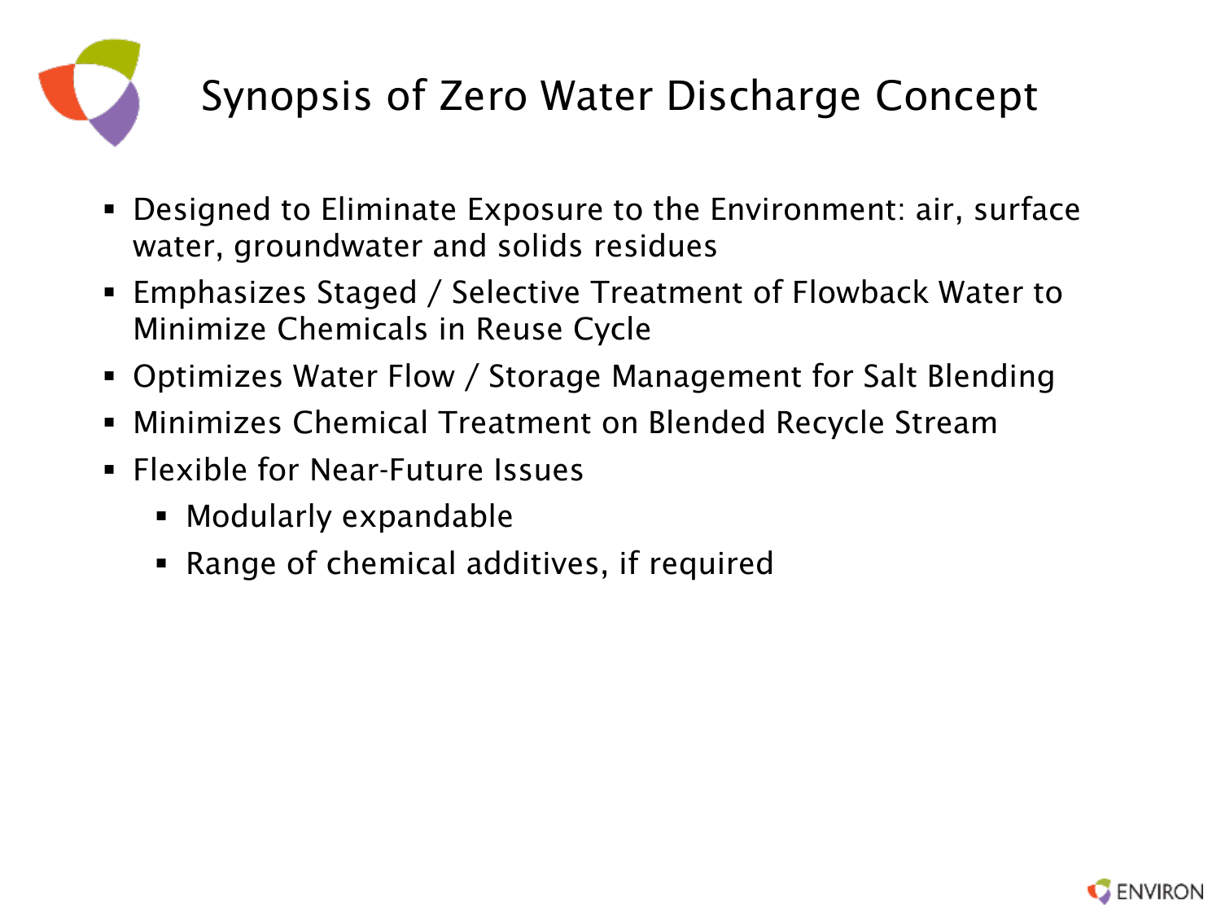# Synopsis of Zero Water Discharge Concept

- Designed to Eliminate Exposure to the Environment: air, surface water, groundwater and solids residues
- Emphasizes Staged / Selective Treatment of Flowback Water to Minimize Chemicals in Reuse Cycle
- Optimizes Water Flow / Storage Management for Salt Blending
- Minimizes Chemical Treatment on Blended Recycle Stream
- Flexible for Near-Future Issues
  - Modularly expandable
  - Range of chemical additives, if required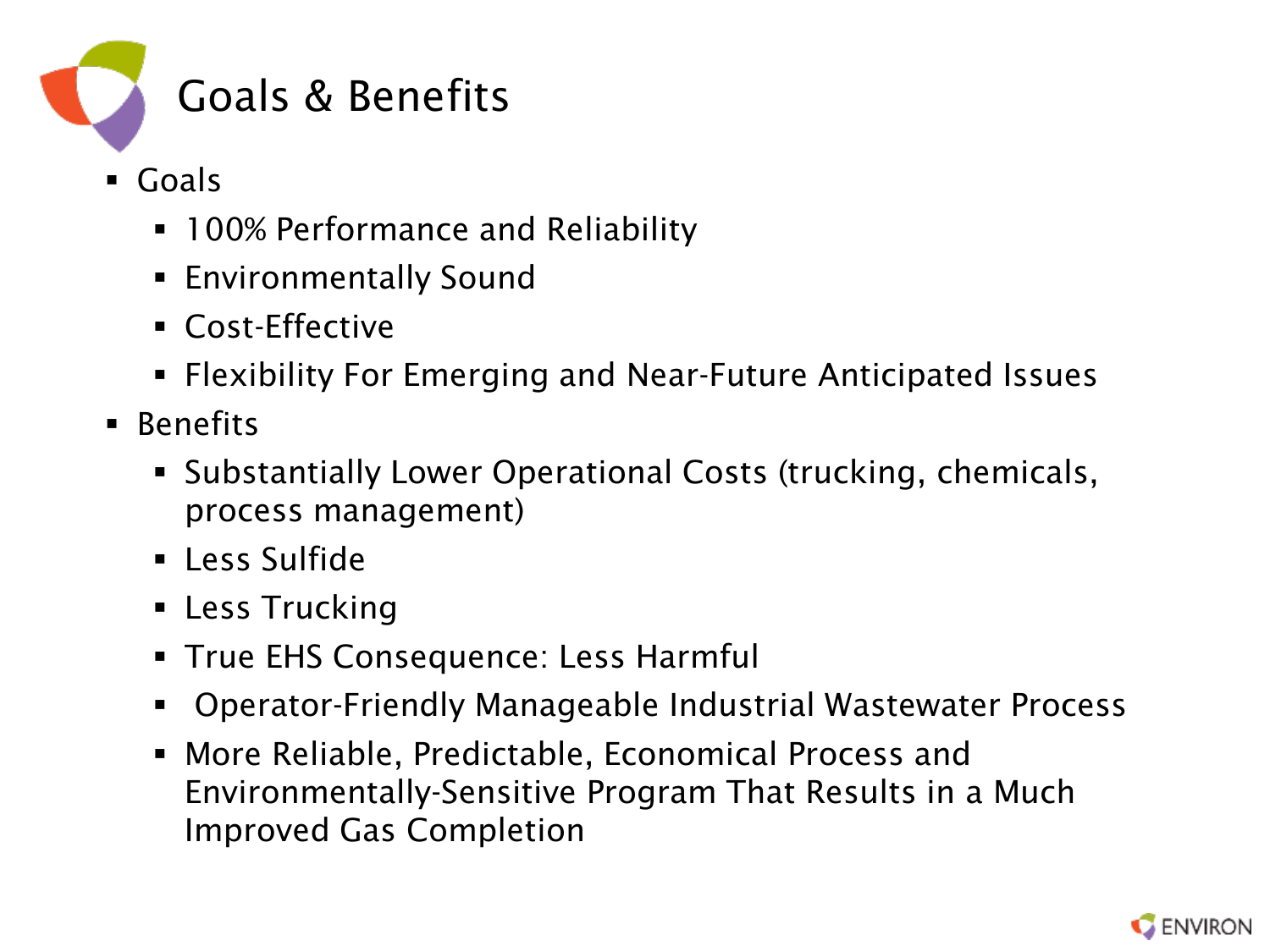# Goals & Benefits

- Goals
  - 100% Performance and Reliability
  - Environmentally Sound
  - Cost-Effective
  - Flexibility For Emerging and Near-Future Anticipated Issues
- Benefits
  - Substantially Lower Operational Costs (trucking, chemicals, process management)
  - Less Sulfide
  - Less Trucking
  - True EHS Consequence: Less Harmful
  - Operator-Friendly Manageable Industrial Wastewater Process
  - More Reliable, Predictable, Economical Process and Environmentally-Sensitive Program That Results in a Much Improved Gas Completion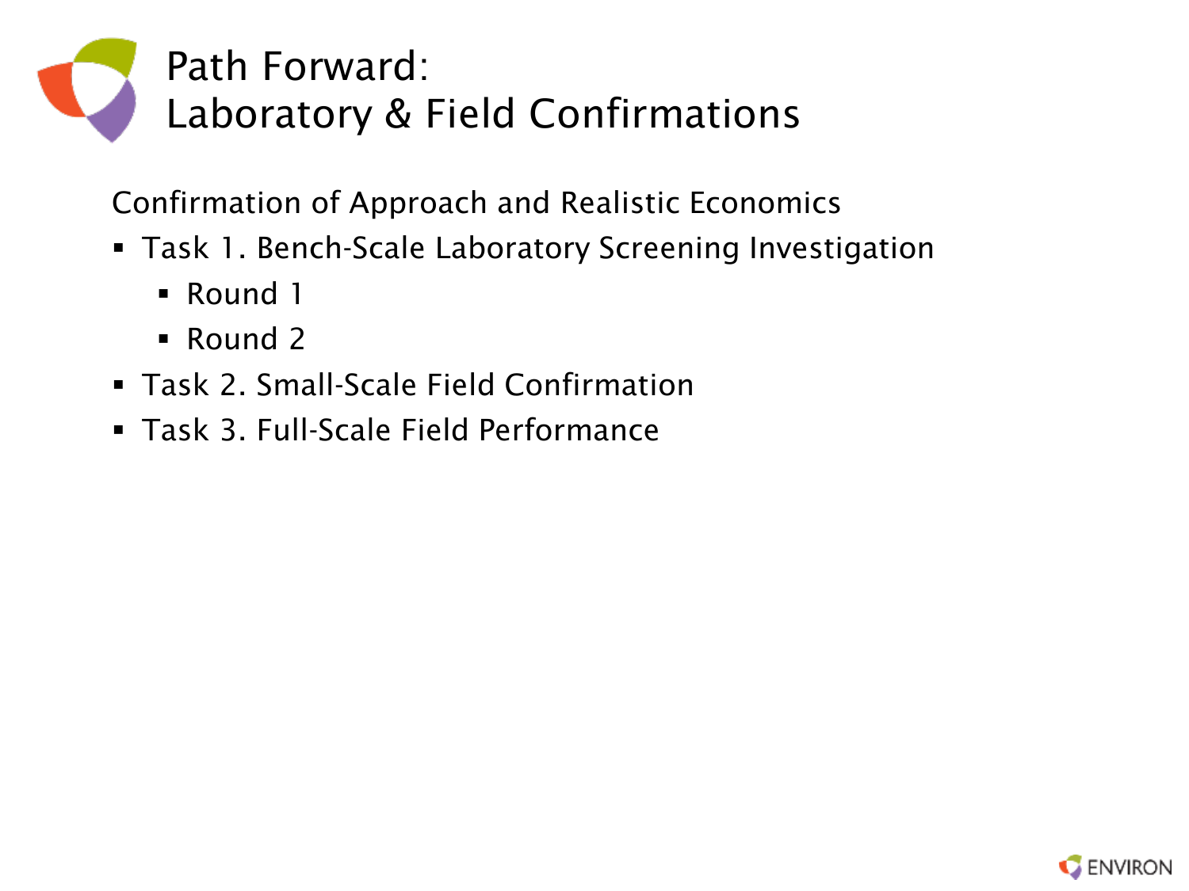# Path Forward: Laboratory & Field Confirmations

Confirmation of Approach and Realistic Economics

- Task 1. Bench-Scale Laboratory Screening Investigation
  - Round 1
  - Round 2
- Task 2. Small-Scale Field Confirmation
- Task 3. Full-Scale Field Performance